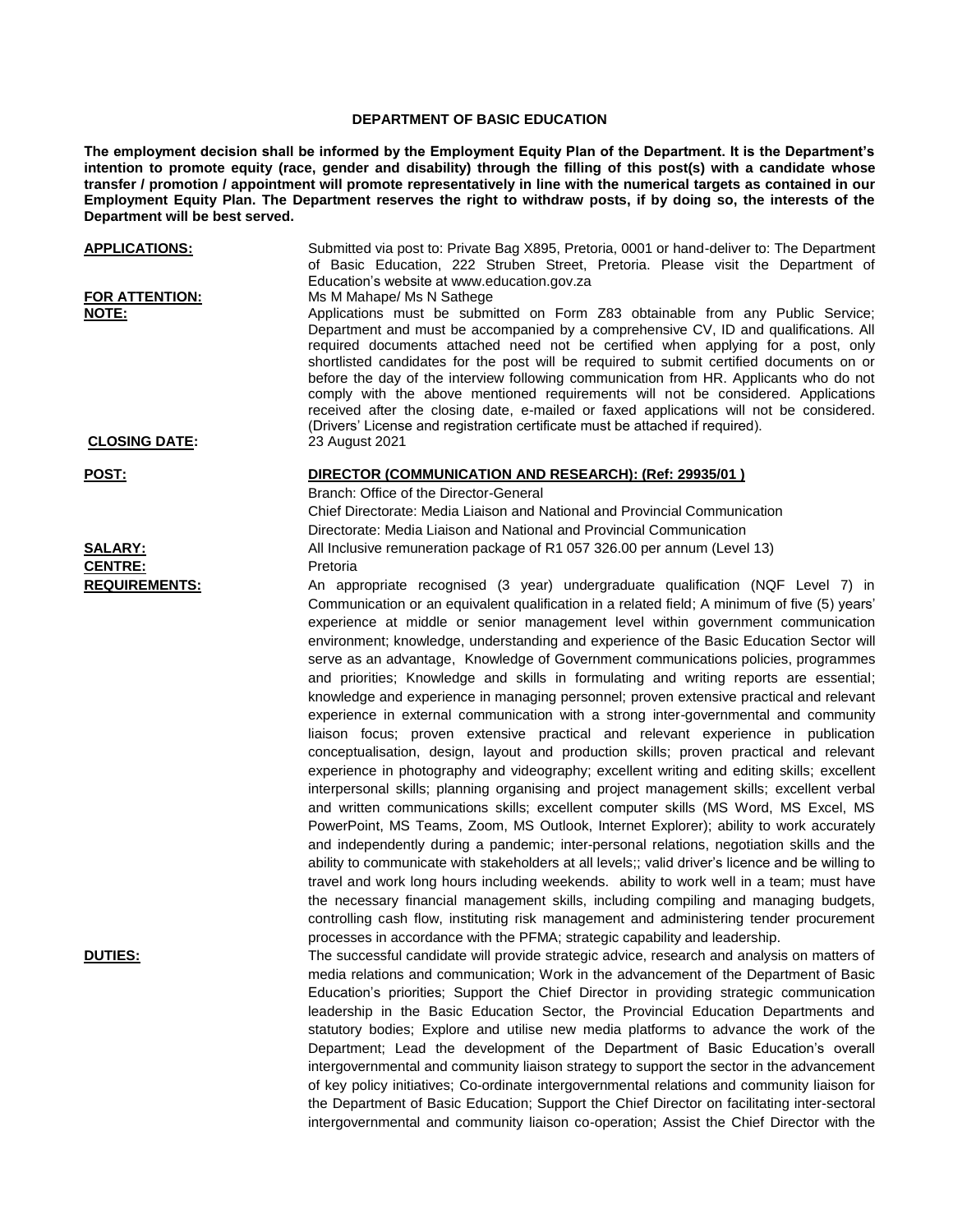# DEPARTMENT OF BASIC EDUCATION

**The employment decision shall be informed by the Employment Equity Plan of the Department. It is the Department's intention to promote equity (race, gender and disability) through the filling of this post(s) with a candidate whose transfer / promotion / appointment will promote representatively in line with the numerical targets as contained in our Employment Equity Plan. The Department reserves the right to withdraw posts, if by doing so, the interests of the Department will be best served.**

**APPLICATIONS:** Submitted via post to: Private Bag X895, Pretoria, 0001 or hand-deliver to: The Department of Basic Education, 222 Struben Street, Pretoria. Please visit the Department of Education's website at www.education.gov.za

**FOR ATTENTION:** Ms M Mahape/ Ms N Sathege

**NOTE:** Applications must be submitted on Form Z83 obtainable from any Public Service; Department and must be accompanied by a comprehensive CV, ID and qualifications. All required documents attached need not be certified when applying for a post, only shortlisted candidates for the post will be required to submit certified documents on or before the day of the interview following communication from HR. Applicants who do not comply with the above mentioned requirements will not be considered. Applications received after the closing date, e-mailed or faxed applications will not be considered. (Drivers' License and registration certificate must be attached if required).

**CLOSING DATE:** 23 August 2021

**POST:** **DIRECTOR (COMMUNICATION AND RESEARCH): (Ref: 29935/01 )**

Branch: Office of the Director-General

Chief Directorate: Media Liaison and National and Provincial Communication

Directorate: Media Liaison and National and Provincial Communication

**SALARY:** All Inclusive remuneration package of R1 057 326.00 per annum (Level 13)

**CENTRE:** Pretoria

**REQUIREMENTS:** An appropriate recognised (3 year) undergraduate qualification (NQF Level 7) in Communication or an equivalent qualification in a related field; A minimum of five (5) years' experience at middle or senior management level within government communication environment; knowledge, understanding and experience of the Basic Education Sector will serve as an advantage, Knowledge of Government communications policies, programmes and priorities; Knowledge and skills in formulating and writing reports are essential; knowledge and experience in managing personnel; proven extensive practical and relevant experience in external communication with a strong inter-governmental and community liaison focus; proven extensive practical and relevant experience in publication conceptualisation, design, layout and production skills; proven practical and relevant experience in photography and videography; excellent writing and editing skills; excellent interpersonal skills; planning organising and project management skills; excellent verbal and written communications skills; excellent computer skills (MS Word, MS Excel, MS PowerPoint, MS Teams, Zoom, MS Outlook, Internet Explorer); ability to work accurately and independently during a pandemic; inter-personal relations, negotiation skills and the ability to communicate with stakeholders at all levels;; valid driver's licence and be willing to travel and work long hours including weekends. ability to work well in a team; must have the necessary financial management skills, including compiling and managing budgets, controlling cash flow, instituting risk management and administering tender procurement processes in accordance with the PFMA; strategic capability and leadership.

**DUTIES:** The successful candidate will provide strategic advice, research and analysis on matters of media relations and communication; Work in the advancement of the Department of Basic Education's priorities; Support the Chief Director in providing strategic communication leadership in the Basic Education Sector, the Provincial Education Departments and statutory bodies; Explore and utilise new media platforms to advance the work of the Department; Lead the development of the Department of Basic Education's overall intergovernmental and community liaison strategy to support the sector in the advancement of key policy initiatives; Co-ordinate intergovernmental relations and community liaison for the Department of Basic Education; Support the Chief Director on facilitating inter-sectoral intergovernmental and community liaison co-operation; Assist the Chief Director with the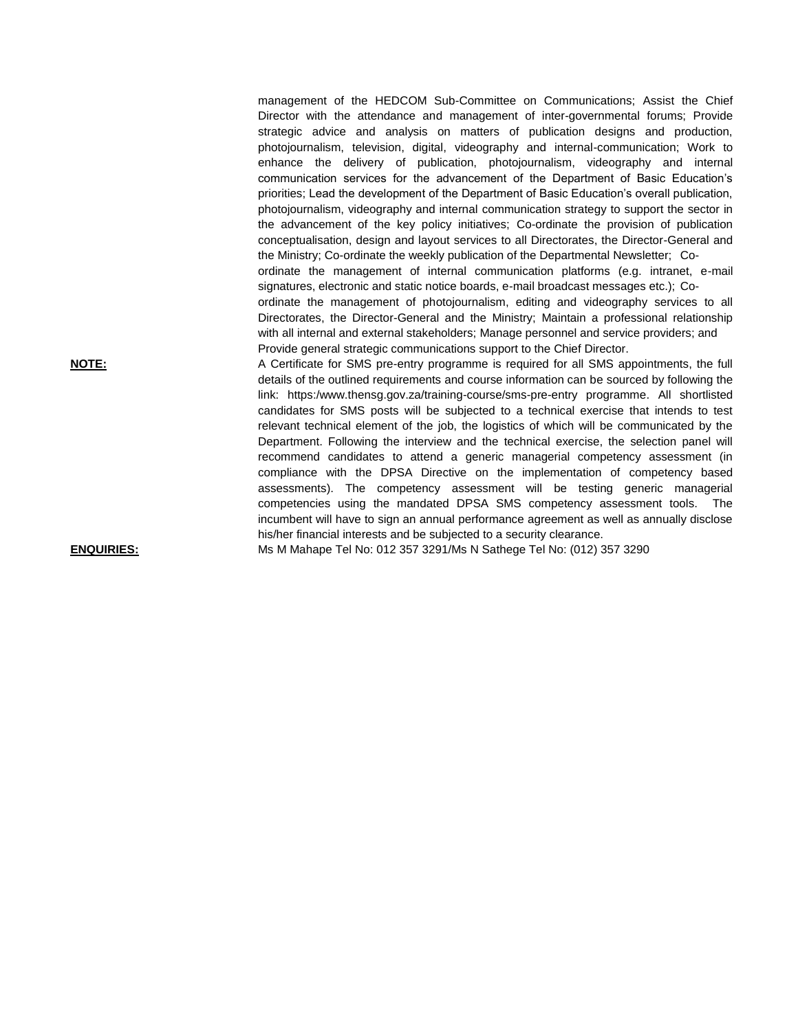management of the HEDCOM Sub-Committee on Communications; Assist the Chief Director with the attendance and management of inter-governmental forums; Provide strategic advice and analysis on matters of publication designs and production, photojournalism, television, digital, videography and internal-communication; Work to enhance the delivery of publication, photojournalism, videography and internal communication services for the advancement of the Department of Basic Education's priorities; Lead the development of the Department of Basic Education's overall publication, photojournalism, videography and internal communication strategy to support the sector in the advancement of the key policy initiatives; Co-ordinate the provision of publication conceptualisation, design and layout services to all Directorates, the Director-General and the Ministry; Co-ordinate the weekly publication of the Departmental Newsletter; Co-ordinate the management of internal communication platforms (e.g. intranet, e-mail signatures, electronic and static notice boards, e-mail broadcast messages etc.); Co-ordinate the management of photojournalism, editing and videography services to all Directorates, the Director-General and the Ministry; Maintain a professional relationship with all internal and external stakeholders; Manage personnel and service providers; and Provide general strategic communications support to the Chief Director.

**NOTE:** A Certificate for SMS pre-entry programme is required for all SMS appointments, the full details of the outlined requirements and course information can be sourced by following the link: https:/www.thensg.gov.za/training-course/sms-pre-entry programme. All shortlisted candidates for SMS posts will be subjected to a technical exercise that intends to test relevant technical element of the job, the logistics of which will be communicated by the Department. Following the interview and the technical exercise, the selection panel will recommend candidates to attend a generic managerial competency assessment (in compliance with the DPSA Directive on the implementation of competency based assessments). The competency assessment will be testing generic managerial competencies using the mandated DPSA SMS competency assessment tools. The incumbent will have to sign an annual performance agreement as well as annually disclose his/her financial interests and be subjected to a security clearance.

**ENQUIRIES:** Ms M Mahape Tel No: 012 357 3291/Ms N Sathege Tel No: (012) 357 3290